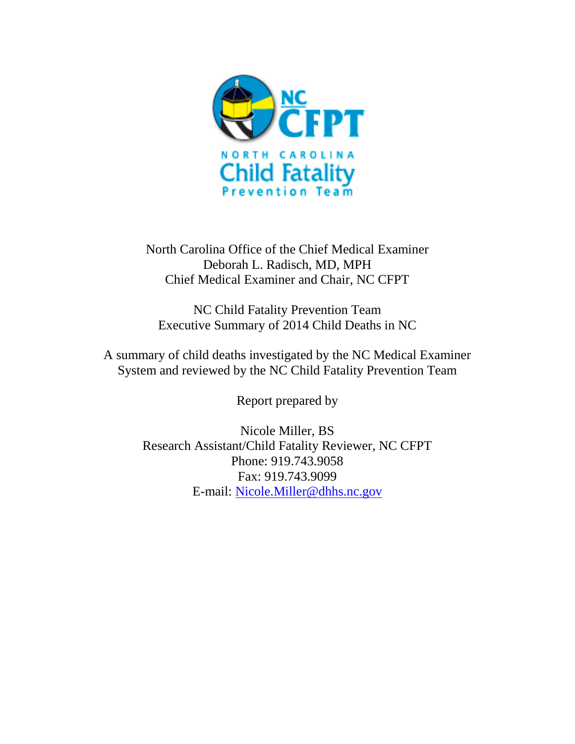North Carolina Office of the Chief Medical Examiner
Deborah L. Radisch, MD, MPH
Chief Medical Examiner and Chair, NC CFPT

NC Child Fatality Prevention Team
Executive Summary of 2014 Child Deaths in NC

A summary of child deaths investigated by the NC Medical Examiner System and reviewed by the NC Child Fatality Prevention Team

Report prepared by

Nicole Miller, BS
Research Assistant/Child Fatality Reviewer, NC CFPT
Phone: 919.743.9058
Fax: 919.743.9099
E-mail: Nicole.Miller@dhhs.nc.gov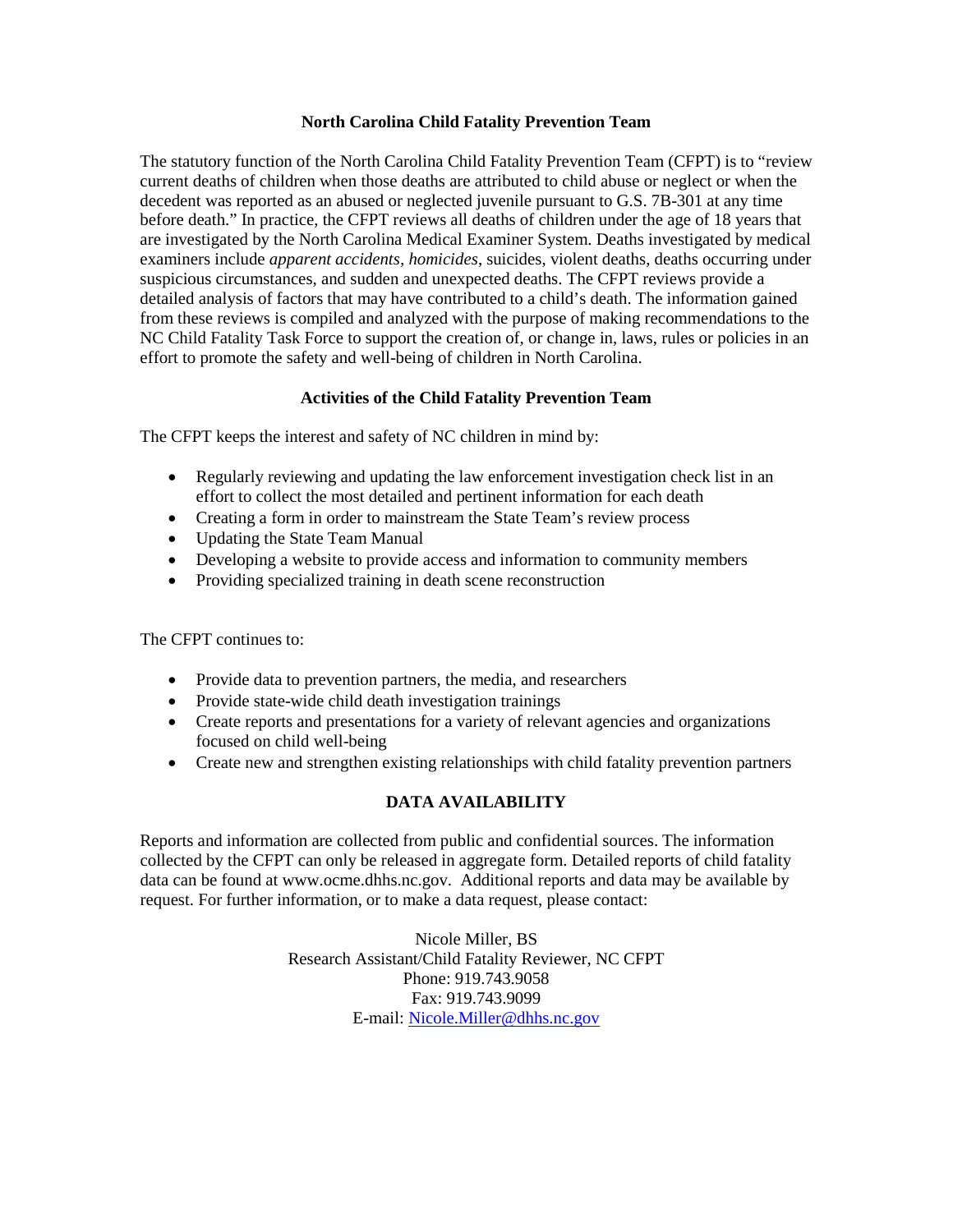## North Carolina Child Fatality Prevention Team

The statutory function of the North Carolina Child Fatality Prevention Team (CFPT) is to "review current deaths of children when those deaths are attributed to child abuse or neglect or when the decedent was reported as an abused or neglected juvenile pursuant to G.S. 7B-301 at any time before death." In practice, the CFPT reviews all deaths of children under the age of 18 years that are investigated by the North Carolina Medical Examiner System. Deaths investigated by medical examiners include *apparent accidents*, *homicides*, suicides, violent deaths, deaths occurring under suspicious circumstances, and sudden and unexpected deaths. The CFPT reviews provide a detailed analysis of factors that may have contributed to a child's death. The information gained from these reviews is compiled and analyzed with the purpose of making recommendations to the NC Child Fatality Task Force to support the creation of, or change in, laws, rules or policies in an effort to promote the safety and well-being of children in North Carolina.

## Activities of the Child Fatality Prevention Team

The CFPT keeps the interest and safety of NC children in mind by:

- Regularly reviewing and updating the law enforcement investigation check list in an effort to collect the most detailed and pertinent information for each death
- Creating a form in order to mainstream the State Team's review process
- Updating the State Team Manual
- Developing a website to provide access and information to community members
- Providing specialized training in death scene reconstruction

The CFPT continues to:

- Provide data to prevention partners, the media, and researchers
- Provide state-wide child death investigation trainings
- Create reports and presentations for a variety of relevant agencies and organizations focused on child well-being
- Create new and strengthen existing relationships with child fatality prevention partners

## DATA AVAILABILITY

Reports and information are collected from public and confidential sources. The information collected by the CFPT can only be released in aggregate form. Detailed reports of child fatality data can be found at www.ocme.dhhs.nc.gov. Additional reports and data may be available by request. For further information, or to make a data request, please contact:

Nicole Miller, BS
Research Assistant/Child Fatality Reviewer, NC CFPT
Phone: 919.743.9058
Fax: 919.743.9099
E-mail: Nicole.Miller@dhhs.nc.gov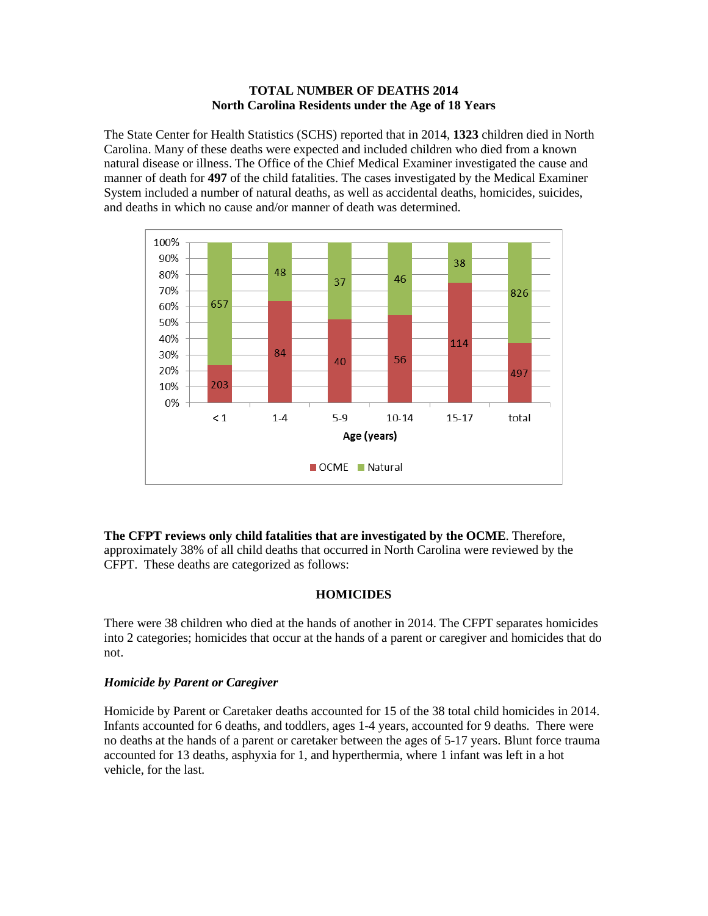**TOTAL NUMBER OF DEATHS 2014**
**North Carolina Residents under the Age of 18 Years**

The State Center for Health Statistics (SCHS) reported that in 2014, **1323** children died in North Carolina. Many of these deaths were expected and included children who died from a known natural disease or illness. The Office of the Chief Medical Examiner investigated the cause and manner of death for **497** of the child fatalities. The cases investigated by the Medical Examiner System included a number of natural deaths, as well as accidental deaths, homicides, suicides, and deaths in which no cause and/or manner of death was determined.

| Age (years) | OCME | Natural |
|---|---|---|
| < 1 | 203 | 657 |
| 1-4 | 84 | 48 |
| 5-9 | 40 | 37 |
| 10-14 | 56 | 46 |
| 15-17 | 114 | 38 |
| total | 497 | 826 |

**The CFPT reviews only child fatalities that are investigated by the OCME**. Therefore, approximately 38% of all child deaths that occurred in North Carolina were reviewed by the CFPT. These deaths are categorized as follows:

## HOMICIDES

There were 38 children who died at the hands of another in 2014. The CFPT separates homicides into 2 categories; homicides that occur at the hands of a parent or caregiver and homicides that do not.

### *Homicide by Parent or Caregiver*

Homicide by Parent or Caretaker deaths accounted for 15 of the 38 total child homicides in 2014. Infants accounted for 6 deaths, and toddlers, ages 1-4 years, accounted for 9 deaths. There were no deaths at the hands of a parent or caretaker between the ages of 5-17 years. Blunt force trauma accounted for 13 deaths, asphyxia for 1, and hyperthermia, where 1 infant was left in a hot vehicle, for the last.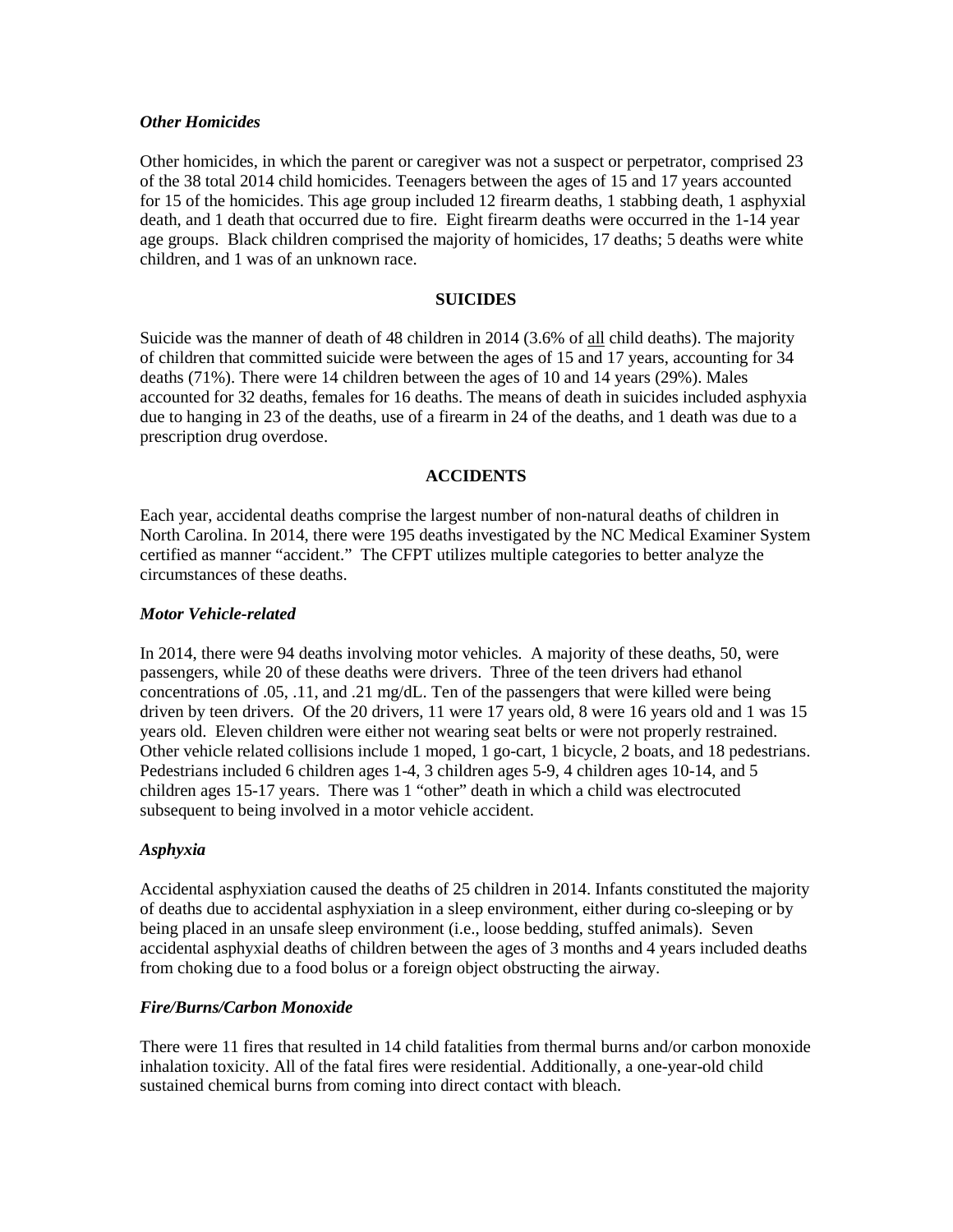### *Other Homicides*

Other homicides, in which the parent or caregiver was not a suspect or perpetrator, comprised 23 of the 38 total 2014 child homicides. Teenagers between the ages of 15 and 17 years accounted for 15 of the homicides. This age group included 12 firearm deaths, 1 stabbing death, 1 asphyxial death, and 1 death that occurred due to fire. Eight firearm deaths were occurred in the 1-14 year age groups. Black children comprised the majority of homicides, 17 deaths; 5 deaths were white children, and 1 was of an unknown race.

## SUICIDES

Suicide was the manner of death of 48 children in 2014 (3.6% of <u>all</u> child deaths). The majority of children that committed suicide were between the ages of 15 and 17 years, accounting for 34 deaths (71%). There were 14 children between the ages of 10 and 14 years (29%). Males accounted for 32 deaths, females for 16 deaths. The means of death in suicides included asphyxia due to hanging in 23 of the deaths, use of a firearm in 24 of the deaths, and 1 death was due to a prescription drug overdose.

## ACCIDENTS

Each year, accidental deaths comprise the largest number of non-natural deaths of children in North Carolina. In 2014, there were 195 deaths investigated by the NC Medical Examiner System certified as manner "accident." The CFPT utilizes multiple categories to better analyze the circumstances of these deaths.

### *Motor Vehicle-related*

In 2014, there were 94 deaths involving motor vehicles. A majority of these deaths, 50, were passengers, while 20 of these deaths were drivers. Three of the teen drivers had ethanol concentrations of .05, .11, and .21 mg/dL. Ten of the passengers that were killed were being driven by teen drivers. Of the 20 drivers, 11 were 17 years old, 8 were 16 years old and 1 was 15 years old. Eleven children were either not wearing seat belts or were not properly restrained. Other vehicle related collisions include 1 moped, 1 go-cart, 1 bicycle, 2 boats, and 18 pedestrians. Pedestrians included 6 children ages 1-4, 3 children ages 5-9, 4 children ages 10-14, and 5 children ages 15-17 years. There was 1 "other" death in which a child was electrocuted subsequent to being involved in a motor vehicle accident.

### *Asphyxia*

Accidental asphyxiation caused the deaths of 25 children in 2014. Infants constituted the majority of deaths due to accidental asphyxiation in a sleep environment, either during co-sleeping or by being placed in an unsafe sleep environment (i.e., loose bedding, stuffed animals). Seven accidental asphyxial deaths of children between the ages of 3 months and 4 years included deaths from choking due to a food bolus or a foreign object obstructing the airway.

### *Fire/Burns/Carbon Monoxide*

There were 11 fires that resulted in 14 child fatalities from thermal burns and/or carbon monoxide inhalation toxicity. All of the fatal fires were residential. Additionally, a one-year-old child sustained chemical burns from coming into direct contact with bleach.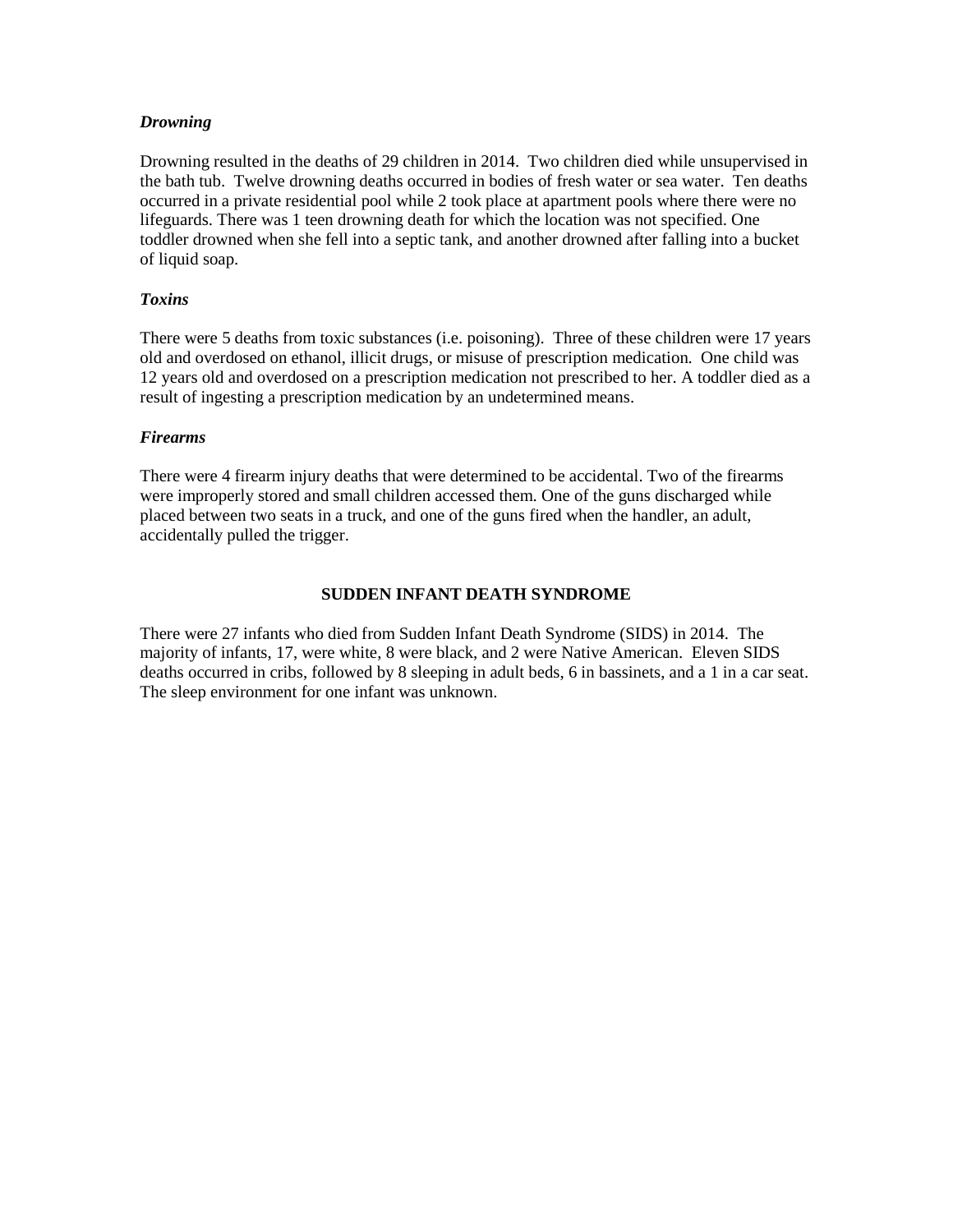### *Drowning*

Drowning resulted in the deaths of 29 children in 2014. Two children died while unsupervised in the bath tub. Twelve drowning deaths occurred in bodies of fresh water or sea water. Ten deaths occurred in a private residential pool while 2 took place at apartment pools where there were no lifeguards. There was 1 teen drowning death for which the location was not specified. One toddler drowned when she fell into a septic tank, and another drowned after falling into a bucket of liquid soap.

### *Toxins*

There were 5 deaths from toxic substances (i.e. poisoning). Three of these children were 17 years old and overdosed on ethanol, illicit drugs, or misuse of prescription medication. One child was 12 years old and overdosed on a prescription medication not prescribed to her. A toddler died as a result of ingesting a prescription medication by an undetermined means.

### *Firearms*

There were 4 firearm injury deaths that were determined to be accidental. Two of the firearms were improperly stored and small children accessed them. One of the guns discharged while placed between two seats in a truck, and one of the guns fired when the handler, an adult, accidentally pulled the trigger.

## SUDDEN INFANT DEATH SYNDROME

There were 27 infants who died from Sudden Infant Death Syndrome (SIDS) in 2014. The majority of infants, 17, were white, 8 were black, and 2 were Native American. Eleven SIDS deaths occurred in cribs, followed by 8 sleeping in adult beds, 6 in bassinets, and a 1 in a car seat. The sleep environment for one infant was unknown.